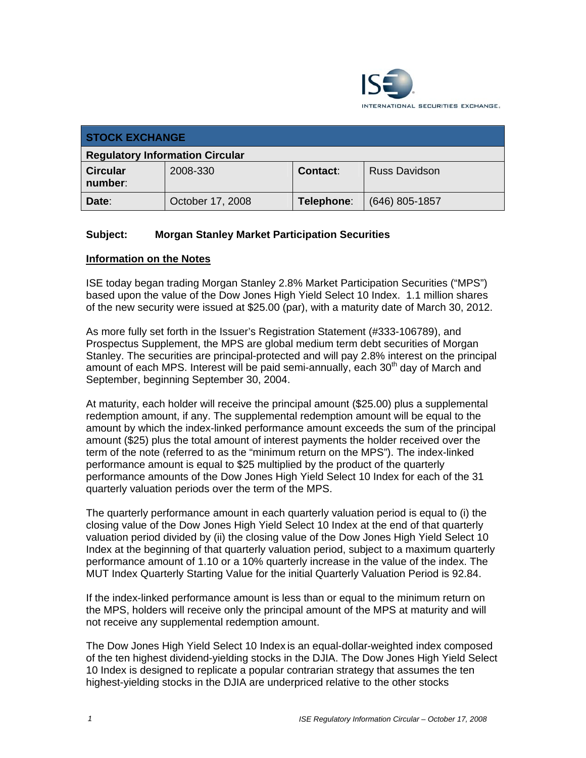ISE INTERNATIONAL SECURITIES EXCHANGE.

| STOCK EXCHANGE | | | |
|---|---|---|---|
| **Regulatory Information Circular** | | | |
| **Circular number**: | 2008-330 | **Contact**: | Russ Davidson |
| **Date**: | October 17, 2008 | **Telephone**: | (646) 805-1857 |

**Subject: Morgan Stanley Market Participation Securities**

## Information on the Notes

ISE today began trading Morgan Stanley 2.8% Market Participation Securities ("MPS") based upon the value of the Dow Jones High Yield Select 10 Index. 1.1 million shares of the new security were issued at $25.00 (par), with a maturity date of March 30, 2012.

As more fully set forth in the Issuer's Registration Statement (#333-106789), and Prospectus Supplement, the MPS are global medium term debt securities of Morgan Stanley. The securities are principal-protected and will pay 2.8% interest on the principal amount of each MPS. Interest will be paid semi-annually, each 30th day of March and September, beginning September 30, 2004.

At maturity, each holder will receive the principal amount ($25.00) plus a supplemental redemption amount, if any. The supplemental redemption amount will be equal to the amount by which the index-linked performance amount exceeds the sum of the principal amount ($25) plus the total amount of interest payments the holder received over the term of the note (referred to as the "minimum return on the MPS"). The index-linked performance amount is equal to $25 multiplied by the product of the quarterly performance amounts of the Dow Jones High Yield Select 10 Index for each of the 31 quarterly valuation periods over the term of the MPS.

The quarterly performance amount in each quarterly valuation period is equal to (i) the closing value of the Dow Jones High Yield Select 10 Index at the end of that quarterly valuation period divided by (ii) the closing value of the Dow Jones High Yield Select 10 Index at the beginning of that quarterly valuation period, subject to a maximum quarterly performance amount of 1.10 or a 10% quarterly increase in the value of the index. The MUT Index Quarterly Starting Value for the initial Quarterly Valuation Period is 92.84.

If the index-linked performance amount is less than or equal to the minimum return on the MPS, holders will receive only the principal amount of the MPS at maturity and will not receive any supplemental redemption amount.

The Dow Jones High Yield Select 10 Index is an equal-dollar-weighted index composed of the ten highest dividend-yielding stocks in the DJIA. The Dow Jones High Yield Select 10 Index is designed to replicate a popular contrarian strategy that assumes the ten highest-yielding stocks in the DJIA are underpriced relative to the other stocks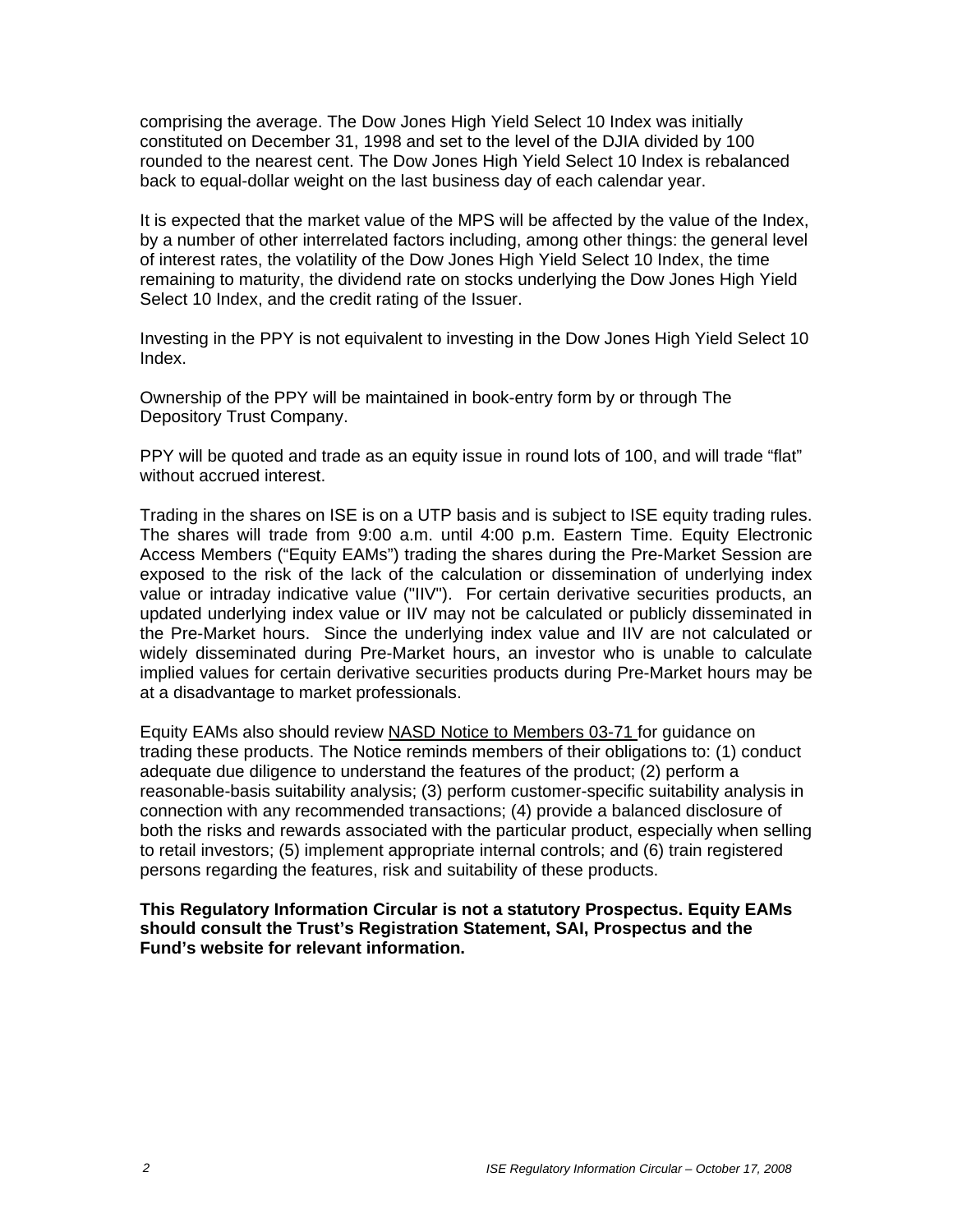comprising the average. The Dow Jones High Yield Select 10 Index was initially constituted on December 31, 1998 and set to the level of the DJIA divided by 100 rounded to the nearest cent. The Dow Jones High Yield Select 10 Index is rebalanced back to equal-dollar weight on the last business day of each calendar year.

It is expected that the market value of the MPS will be affected by the value of the Index, by a number of other interrelated factors including, among other things: the general level of interest rates, the volatility of the Dow Jones High Yield Select 10 Index, the time remaining to maturity, the dividend rate on stocks underlying the Dow Jones High Yield Select 10 Index, and the credit rating of the Issuer.

Investing in the PPY is not equivalent to investing in the Dow Jones High Yield Select 10 Index.

Ownership of the PPY will be maintained in book-entry form by or through The Depository Trust Company.

PPY will be quoted and trade as an equity issue in round lots of 100, and will trade "flat" without accrued interest.

Trading in the shares on ISE is on a UTP basis and is subject to ISE equity trading rules. The shares will trade from 9:00 a.m. until 4:00 p.m. Eastern Time. Equity Electronic Access Members ("Equity EAMs") trading the shares during the Pre-Market Session are exposed to the risk of the lack of the calculation or dissemination of underlying index value or intraday indicative value ("IIV"). For certain derivative securities products, an updated underlying index value or IIV may not be calculated or publicly disseminated in the Pre-Market hours. Since the underlying index value and IIV are not calculated or widely disseminated during Pre-Market hours, an investor who is unable to calculate implied values for certain derivative securities products during Pre-Market hours may be at a disadvantage to market professionals.

Equity EAMs also should review NASD Notice to Members 03-71 for guidance on trading these products. The Notice reminds members of their obligations to: (1) conduct adequate due diligence to understand the features of the product; (2) perform a reasonable-basis suitability analysis; (3) perform customer-specific suitability analysis in connection with any recommended transactions; (4) provide a balanced disclosure of both the risks and rewards associated with the particular product, especially when selling to retail investors; (5) implement appropriate internal controls; and (6) train registered persons regarding the features, risk and suitability of these products.

**This Regulatory Information Circular is not a statutory Prospectus. Equity EAMs should consult the Trust's Registration Statement, SAI, Prospectus and the Fund's website for relevant information.**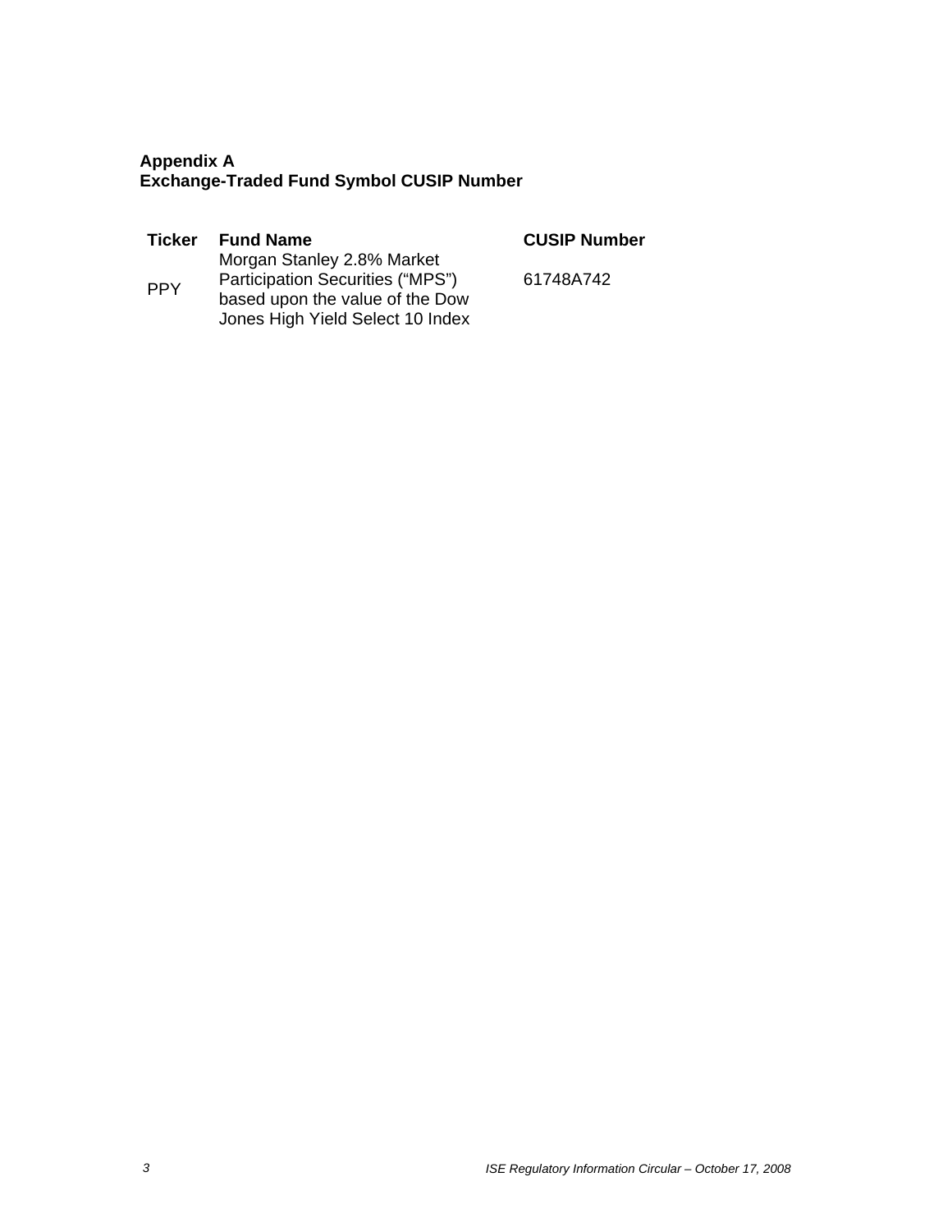**Appendix A**
**Exchange-Traded Fund Symbol CUSIP Number**

| Ticker | Fund Name | CUSIP Number |
| --- | --- | --- |
| PPY | Morgan Stanley 2.8% Market Participation Securities (“MPS”) based upon the value of the Dow Jones High Yield Select 10 Index | 61748A742 |